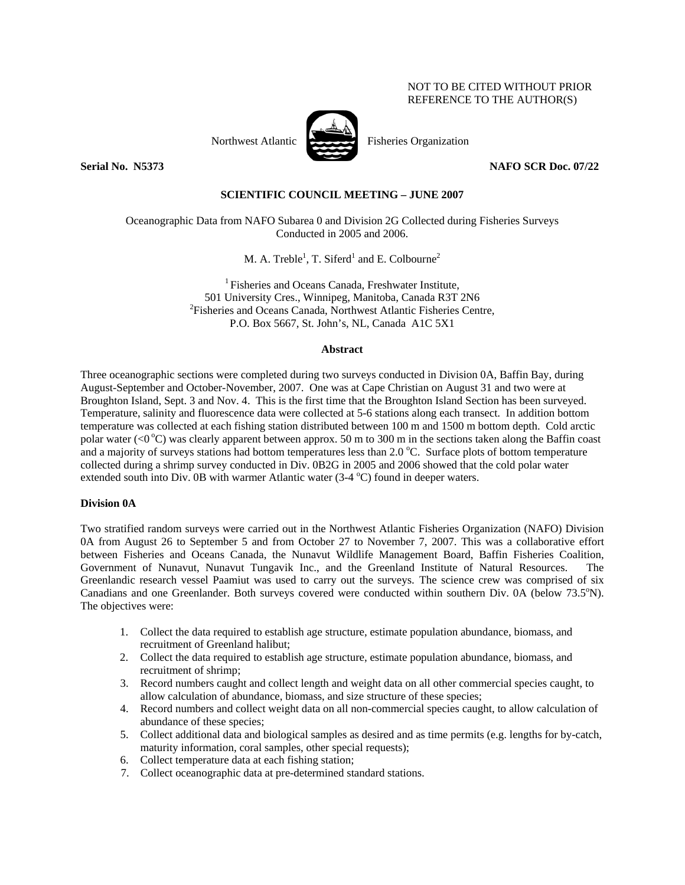NOT TO BE CITED WITHOUT PRIOR REFERENCE TO THE AUTHOR(S)

Northwest Atlantic Fisheries Organization

**Serial No. N5373** **NAFO SCR Doc. 07/22**

**SCIENTIFIC COUNCIL MEETING – JUNE 2007**

Oceanographic Data from NAFO Subarea 0 and Division 2G Collected during Fisheries Surveys Conducted in 2005 and 2006.

M. A. Treble[1], T. Siferd[1] and E. Colbourne[2]

[1] Fisheries and Oceans Canada, Freshwater Institute, 501 University Cres., Winnipeg, Manitoba, Canada R3T 2N6
[2] Fisheries and Oceans Canada, Northwest Atlantic Fisheries Centre, P.O. Box 5667, St. John's, NL, Canada A1C 5X1

**Abstract**

Three oceanographic sections were completed during two surveys conducted in Division 0A, Baffin Bay, during August-September and October-November, 2007. One was at Cape Christian on August 31 and two were at Broughton Island, Sept. 3 and Nov. 4. This is the first time that the Broughton Island Section has been surveyed. Temperature, salinity and fluorescence data were collected at 5-6 stations along each transect. In addition bottom temperature was collected at each fishing station distributed between 100 m and 1500 m bottom depth. Cold arctic polar water (<0 $^{o}$C) was clearly apparent between approx. 50 m to 300 m in the sections taken along the Baffin coast and a majority of surveys stations had bottom temperatures less than 2.0 $^{o}$C. Surface plots of bottom temperature collected during a shrimp survey conducted in Div. 0B2G in 2005 and 2006 showed that the cold polar water extended south into Div. 0B with warmer Atlantic water (3-4 $^{o}$C) found in deeper waters.

**Division 0A**

Two stratified random surveys were carried out in the Northwest Atlantic Fisheries Organization (NAFO) Division 0A from August 26 to September 5 and from October 27 to November 7, 2007. This was a collaborative effort between Fisheries and Oceans Canada, the Nunavut Wildlife Management Board, Baffin Fisheries Coalition, Government of Nunavut, Nunavut Tungavik Inc., and the Greenland Institute of Natural Resources. The Greenlandic research vessel Paamiut was used to carry out the surveys. The science crew was comprised of six Canadians and one Greenlander. Both surveys covered were conducted within southern Div. 0A (below 73.5$^{o}$N). The objectives were:

1. Collect the data required to establish age structure, estimate population abundance, biomass, and recruitment of Greenland halibut;
2. Collect the data required to establish age structure, estimate population abundance, biomass, and recruitment of shrimp;
3. Record numbers caught and collect length and weight data on all other commercial species caught, to allow calculation of abundance, biomass, and size structure of these species;
4. Record numbers and collect weight data on all non-commercial species caught, to allow calculation of abundance of these species;
5. Collect additional data and biological samples as desired and as time permits (e.g. lengths for by-catch, maturity information, coral samples, other special requests);
6. Collect temperature data at each fishing station;
7. Collect oceanographic data at pre-determined standard stations.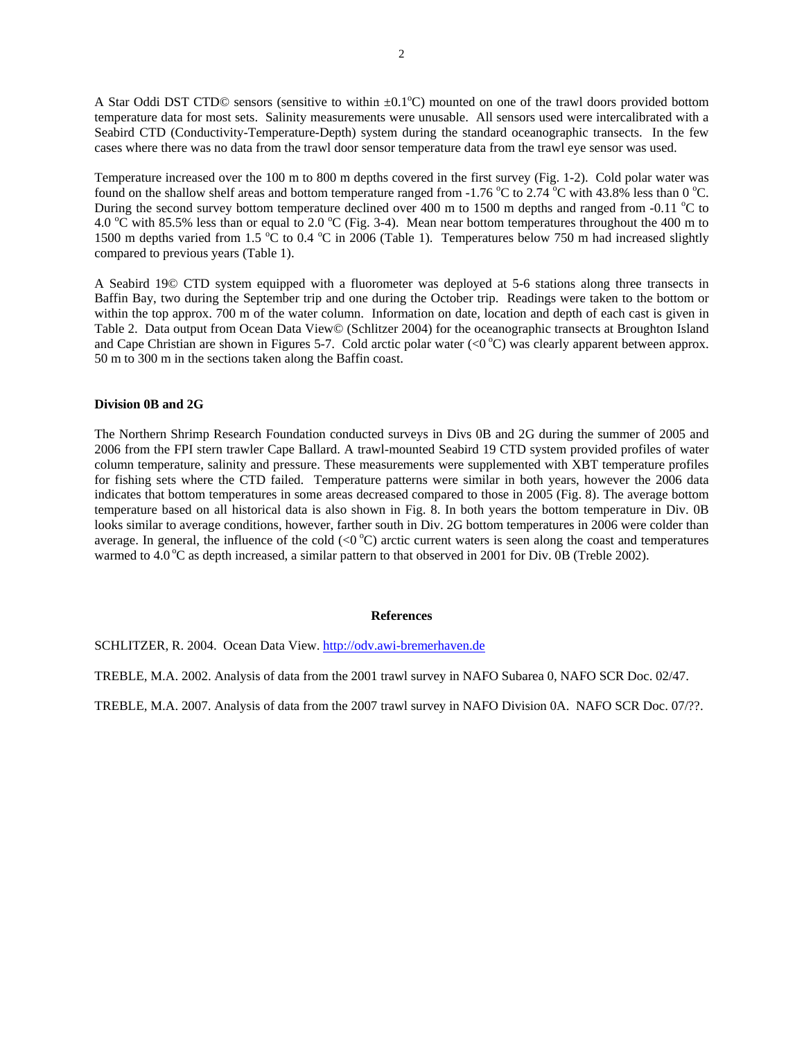A Star Oddi DST CTD© sensors (sensitive to within ±0.1°C) mounted on one of the trawl doors provided bottom temperature data for most sets. Salinity measurements were unusable. All sensors used were intercalibrated with a Seabird CTD (Conductivity-Temperature-Depth) system during the standard oceanographic transects. In the few cases where there was no data from the trawl door sensor temperature data from the trawl eye sensor was used.

Temperature increased over the 100 m to 800 m depths covered in the first survey (Fig. 1-2). Cold polar water was found on the shallow shelf areas and bottom temperature ranged from -1.76 °C to 2.74 °C with 43.8% less than 0 °C. During the second survey bottom temperature declined over 400 m to 1500 m depths and ranged from -0.11 °C to 4.0 °C with 85.5% less than or equal to 2.0 °C (Fig. 3-4). Mean near bottom temperatures throughout the 400 m to 1500 m depths varied from 1.5 °C to 0.4 °C in 2006 (Table 1). Temperatures below 750 m had increased slightly compared to previous years (Table 1).

A Seabird 19© CTD system equipped with a fluorometer was deployed at 5-6 stations along three transects in Baffin Bay, two during the September trip and one during the October trip. Readings were taken to the bottom or within the top approx. 700 m of the water column. Information on date, location and depth of each cast is given in Table 2. Data output from Ocean Data View© (Schlitzer 2004) for the oceanographic transects at Broughton Island and Cape Christian are shown in Figures 5-7. Cold arctic polar water (<0 °C) was clearly apparent between approx. 50 m to 300 m in the sections taken along the Baffin coast.

**Division 0B and 2G**

The Northern Shrimp Research Foundation conducted surveys in Divs 0B and 2G during the summer of 2005 and 2006 from the FPI stern trawler Cape Ballard. A trawl-mounted Seabird 19 CTD system provided profiles of water column temperature, salinity and pressure. These measurements were supplemented with XBT temperature profiles for fishing sets where the CTD failed. Temperature patterns were similar in both years, however the 2006 data indicates that bottom temperatures in some areas decreased compared to those in 2005 (Fig. 8). The average bottom temperature based on all historical data is also shown in Fig. 8. In both years the bottom temperature in Div. 0B looks similar to average conditions, however, farther south in Div. 2G bottom temperatures in 2006 were colder than average. In general, the influence of the cold (<0 °C) arctic current waters is seen along the coast and temperatures warmed to 4.0 °C as depth increased, a similar pattern to that observed in 2001 for Div. 0B (Treble 2002).

**References**

SCHLITZER, R. 2004. Ocean Data View. http://odv.awi-bremerhaven.de

TREBLE, M.A. 2002. Analysis of data from the 2001 trawl survey in NAFO Subarea 0, NAFO SCR Doc. 02/47.

TREBLE, M.A. 2007. Analysis of data from the 2007 trawl survey in NAFO Division 0A. NAFO SCR Doc. 07/??.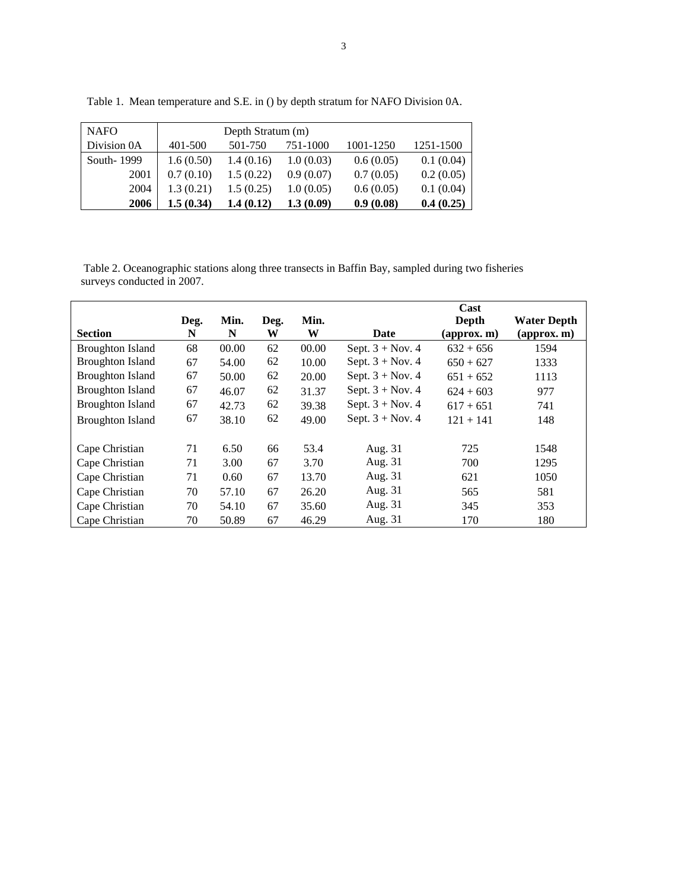Table 1. Mean temperature and S.E. in () by depth stratum for NAFO Division 0A.

| NAFO | Depth Stratum (m) | | | | |
|---|---|---|---|---|---|
| Division 0A | 401-500 | 501-750 | 751-1000 | 1001-1250 | 1251-1500 |
| South- 1999 | 1.6 (0.50) | 1.4 (0.16) | 1.0 (0.03) | 0.6 (0.05) | 0.1 (0.04) |
| 2001 | 0.7 (0.10) | 1.5 (0.22) | 0.9 (0.07) | 0.7 (0.05) | 0.2 (0.05) |
| 2004 | 1.3 (0.21) | 1.5 (0.25) | 1.0 (0.05) | 0.6 (0.05) | 0.1 (0.04) |
| **2006** | **1.5 (0.34)** | **1.4 (0.12)** | **1.3 (0.09)** | **0.9 (0.08)** | **0.4 (0.25)** |

Table 2. Oceanographic stations along three transects in Baffin Bay, sampled during two fisheries surveys conducted in 2007.

| **Section** | **Deg. N** | **Min. N** | **Deg. W** | **Min. W** | **Date** | **Cast Depth (approx. m)** | **Water Depth (approx. m)** |
|---|---|---|---|---|---|---|---|
| Broughton Island | 68 | 00.00 | 62 | 00.00 | Sept. 3 + Nov. 4 | 632 + 656 | 1594 |
| Broughton Island | 67 | 54.00 | 62 | 10.00 | Sept. 3 + Nov. 4 | 650 + 627 | 1333 |
| Broughton Island | 67 | 50.00 | 62 | 20.00 | Sept. 3 + Nov. 4 | 651 + 652 | 1113 |
| Broughton Island | 67 | 46.07 | 62 | 31.37 | Sept. 3 + Nov. 4 | 624 + 603 | 977 |
| Broughton Island | 67 | 42.73 | 62 | 39.38 | Sept. 3 + Nov. 4 | 617 + 651 | 741 |
| Broughton Island | 67 | 38.10 | 62 | 49.00 | Sept. 3 + Nov. 4 | 121 + 141 | 148 |
| | | | | | | | |
| Cape Christian | 71 | 6.50 | 66 | 53.4 | Aug. 31 | 725 | 1548 |
| Cape Christian | 71 | 3.00 | 67 | 3.70 | Aug. 31 | 700 | 1295 |
| Cape Christian | 71 | 0.60 | 67 | 13.70 | Aug. 31 | 621 | 1050 |
| Cape Christian | 70 | 57.10 | 67 | 26.20 | Aug. 31 | 565 | 581 |
| Cape Christian | 70 | 54.10 | 67 | 35.60 | Aug. 31 | 345 | 353 |
| Cape Christian | 70 | 50.89 | 67 | 46.29 | Aug. 31 | 170 | 180 |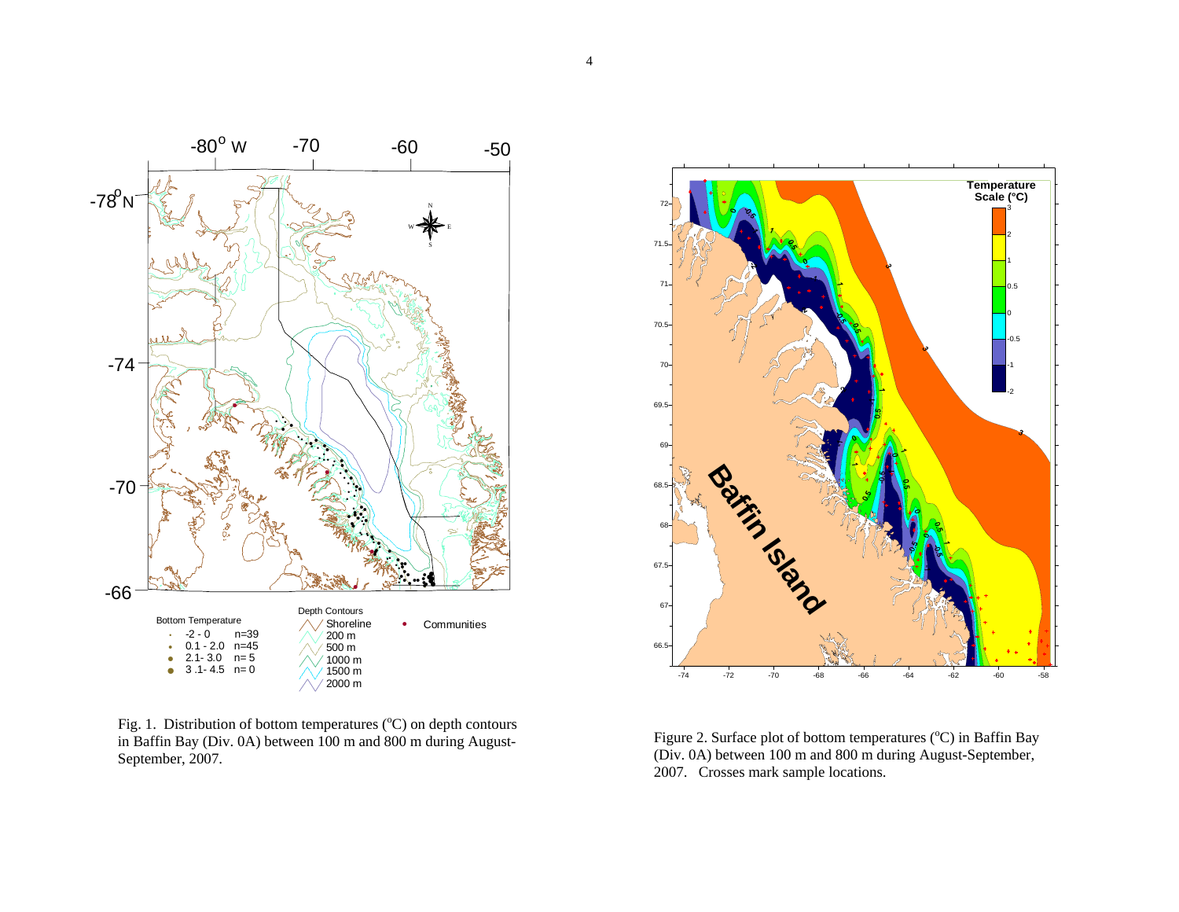Fig. 1. Distribution of bottom temperatures (°C) on depth contours in Baffin Bay (Div. 0A) between 100 m and 800 m during August-September, 2007.

Figure 2. Surface plot of bottom temperatures (°C) in Baffin Bay (Div. 0A) between 100 m and 800 m during August-September, 2007. Crosses mark sample locations.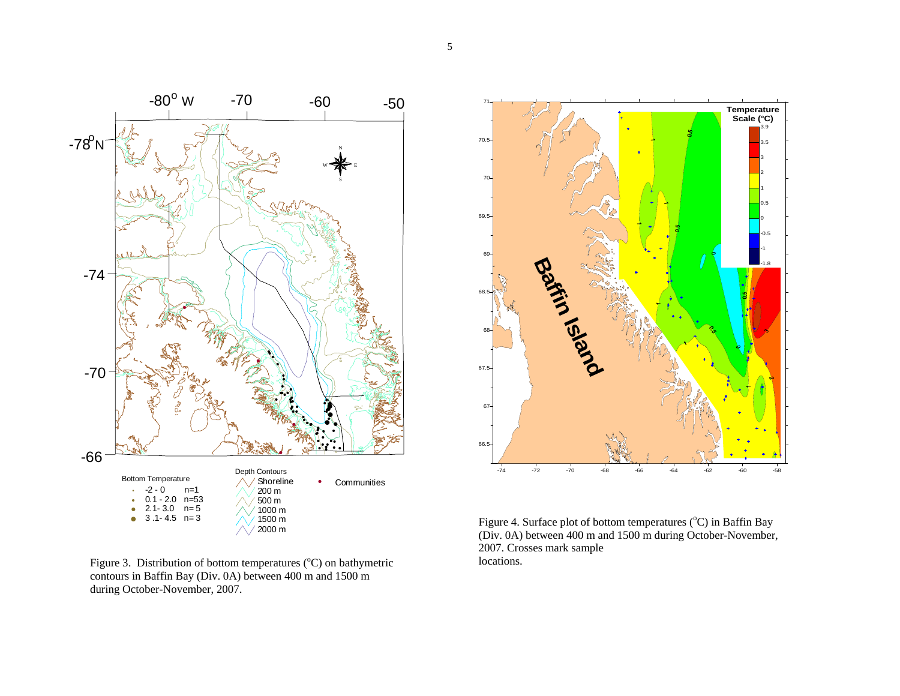Figure 3. Distribution of bottom temperatures (°C) on bathymetric contours in Baffin Bay (Div. 0A) between 400 m and 1500 m during October-November, 2007.

Figure 4. Surface plot of bottom temperatures (°C) in Baffin Bay (Div. 0A) between 400 m and 1500 m during October-November, 2007. Crosses mark sample locations.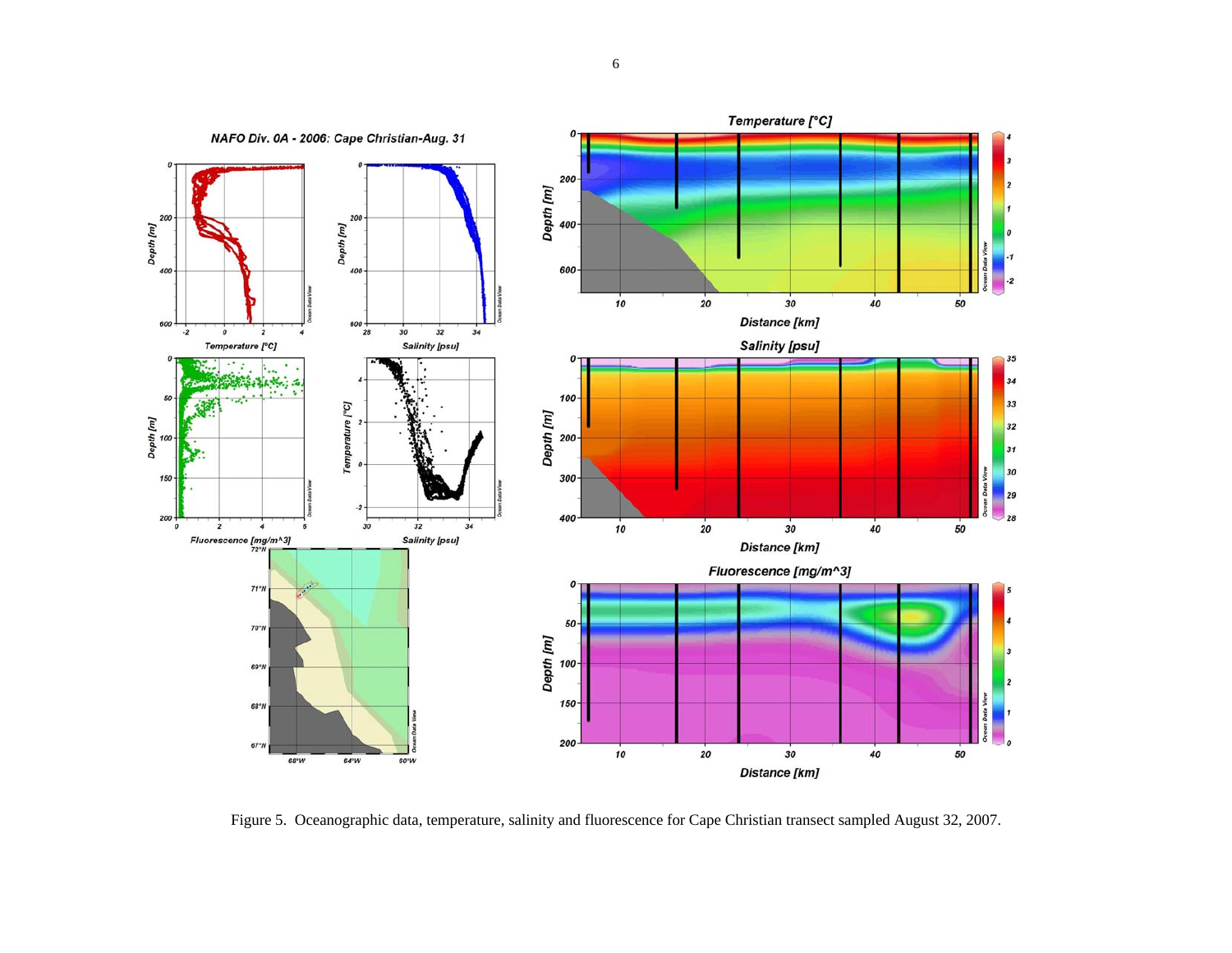Figure 5. Oceanographic data, temperature, salinity and fluorescence for Cape Christian transect sampled August 32, 2007.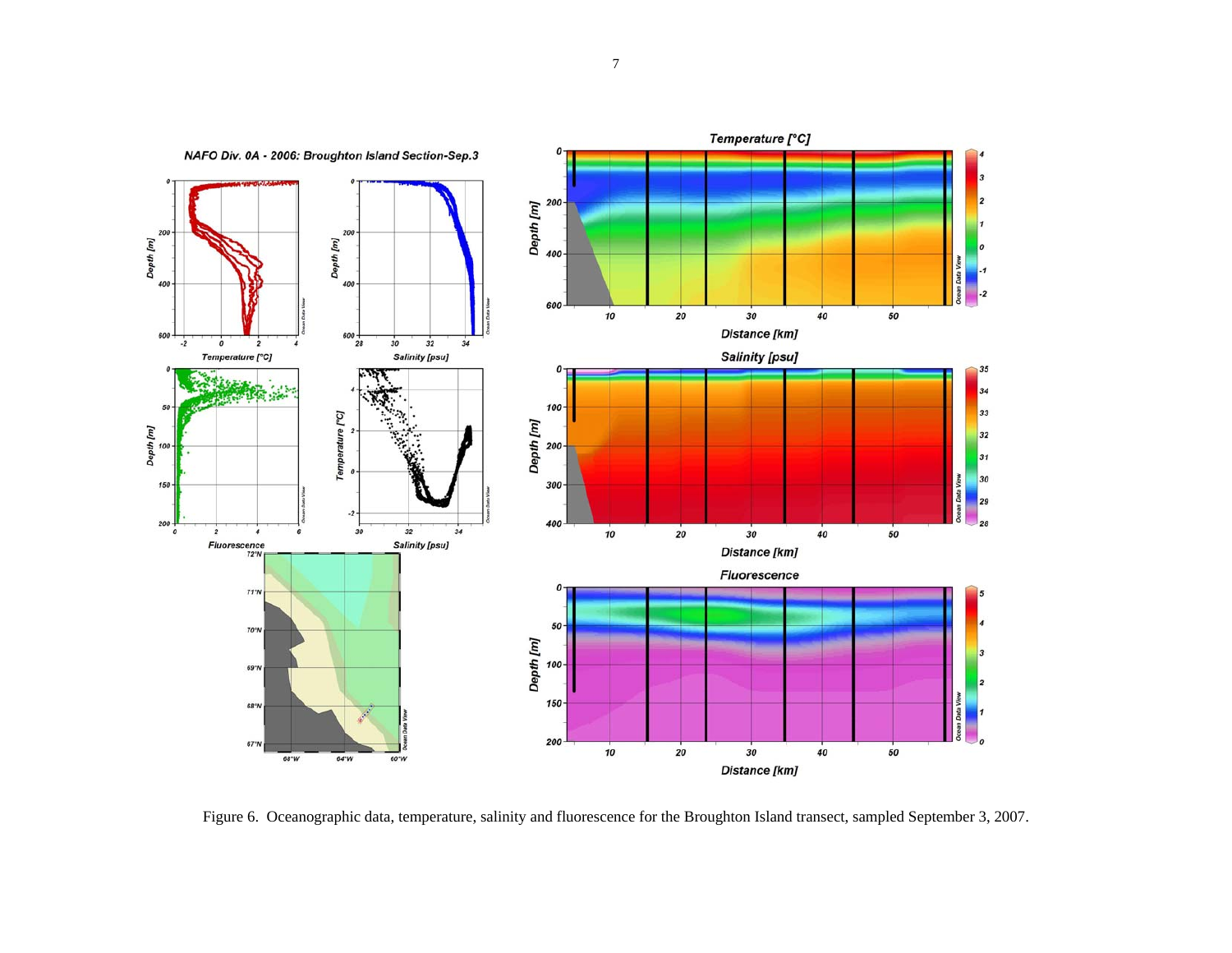Figure 6. Oceanographic data, temperature, salinity and fluorescence for the Broughton Island transect, sampled September 3, 2007.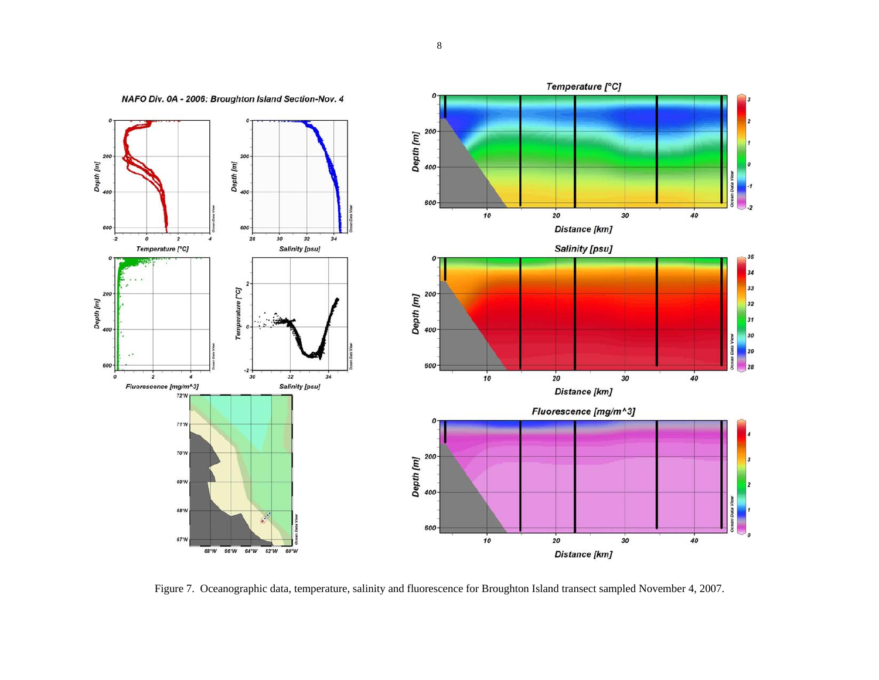Figure 7. Oceanographic data, temperature, salinity and fluorescence for Broughton Island transect sampled November 4, 2007.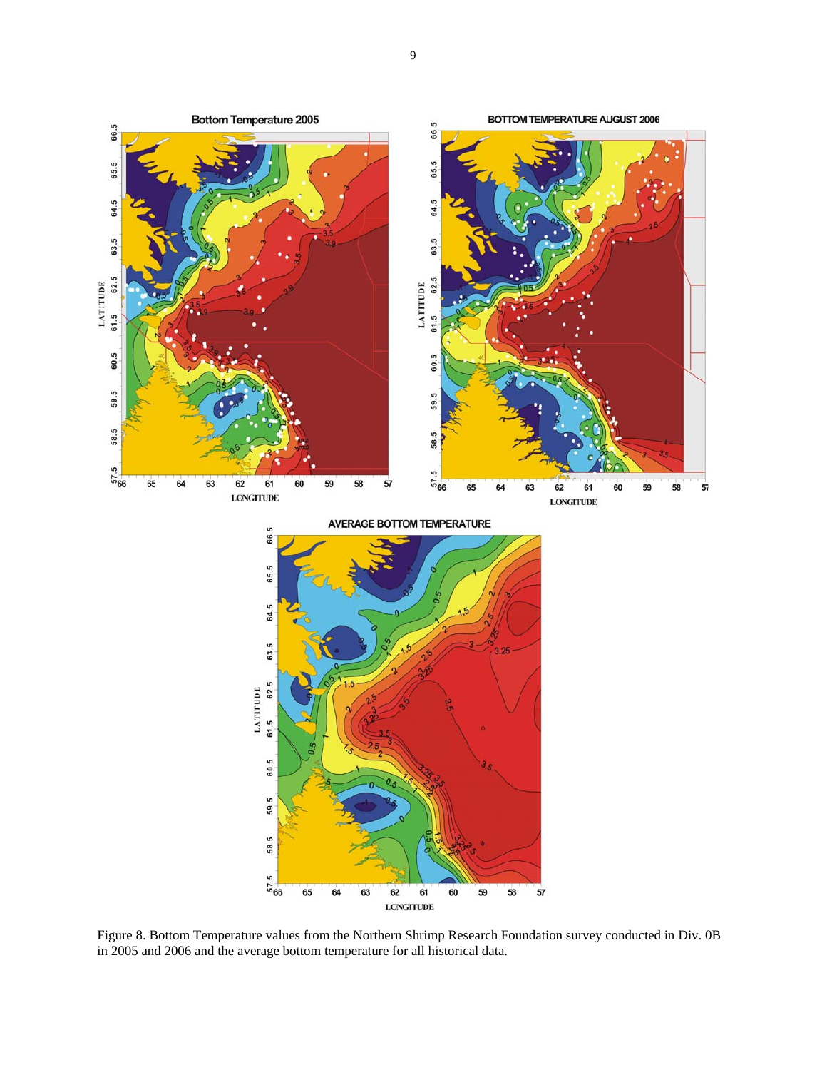Bottom Temperature 2005

BOTTOM TEMPERATURE AUGUST 2006

AVERAGE BOTTOM TEMPERATURE

LATITUDE

LONGITUDE

Figure 8. Bottom Temperature values from the Northern Shrimp Research Foundation survey conducted in Div. 0B in 2005 and 2006 and the average bottom temperature for all historical data.